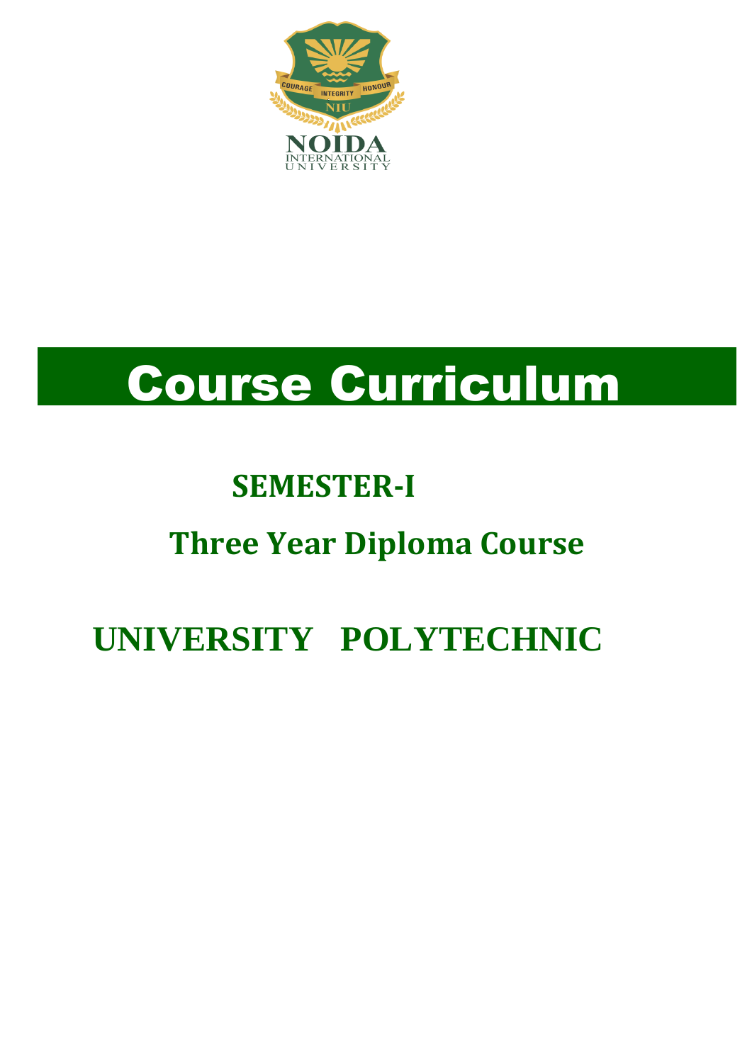NOIDA INTERNATIONAL UNIVERSITY

# Course Curriculum

## SEMESTER-I

## Three Year Diploma Course

## UNIVERSITY POLYTECHNIC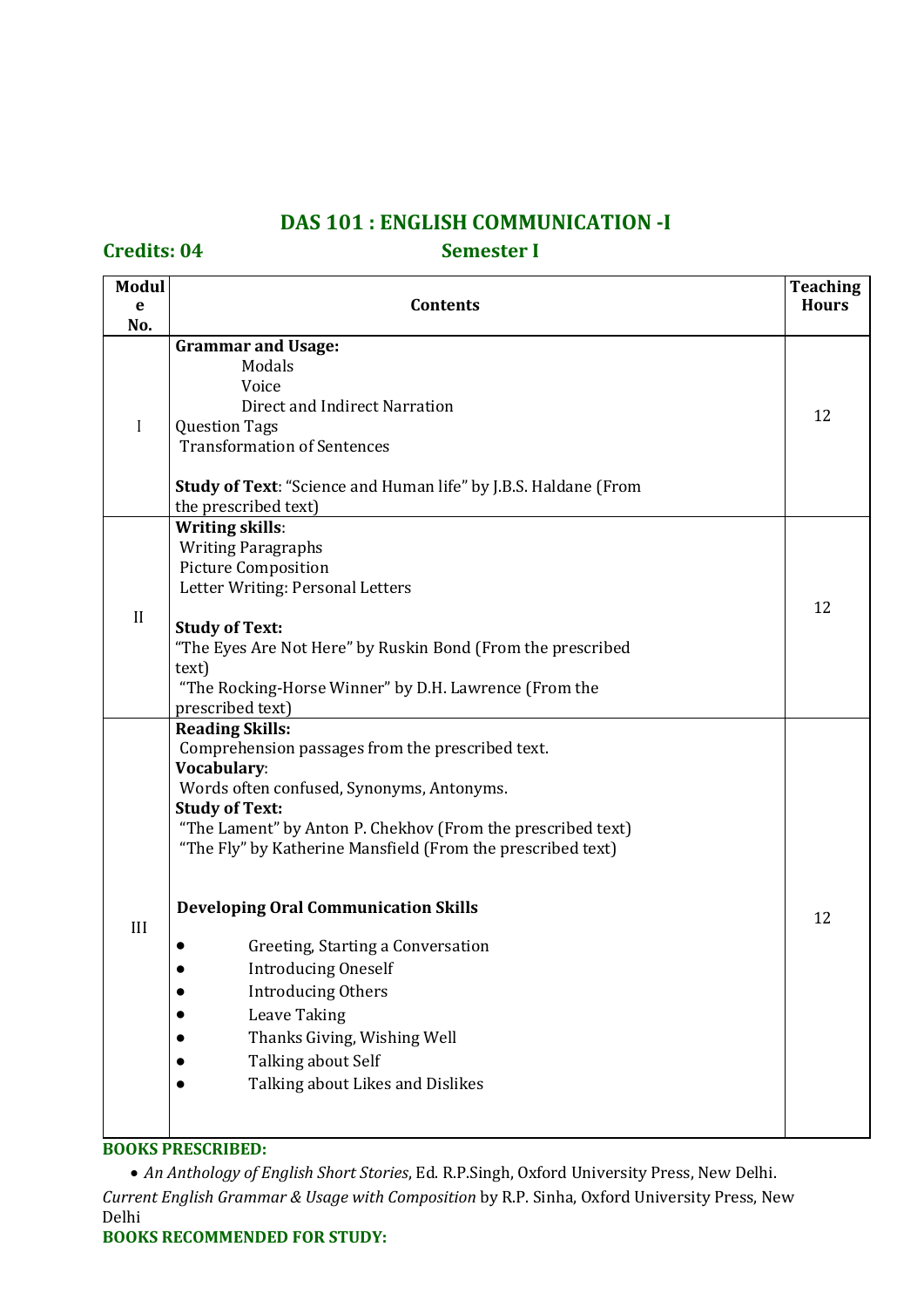## DAS 101 : ENGLISH COMMUNICATION -I

**Credits: 04** **Semester I**

| Module No. | Contents | Teaching Hours |
|---|---|---|
| I | **Grammar and Usage:**<br>Modals<br>Voice<br>Direct and Indirect Narration<br>Question Tags<br>Transformation of Sentences<br><br>**Study of Text**: "Science and Human life" by J.B.S. Haldane (From the prescribed text) | 12 |
| II | **Writing skills**:<br>Writing Paragraphs<br>Picture Composition<br>Letter Writing: Personal Letters<br><br>**Study of Text:**<br>"The Eyes Are Not Here" by Ruskin Bond (From the prescribed text)<br>"The Rocking-Horse Winner" by D.H. Lawrence (From the prescribed text) | 12 |
| III | **Reading Skills:**<br>Comprehension passages from the prescribed text.<br>**Vocabulary**:<br>Words often confused, Synonyms, Antonyms.<br>**Study of Text:**<br>"The Lament" by Anton P. Chekhov (From the prescribed text)<br>"The Fly" by Katherine Mansfield (From the prescribed text)<br><br>**Developing Oral Communication Skills**<br>• Greeting, Starting a Conversation<br>• Introducing Oneself<br>• Introducing Others<br>• Leave Taking<br>• Thanks Giving, Wishing Well<br>• Talking about Self<br>• Talking about Likes and Dislikes | 12 |

**BOOKS PRESCRIBED:**

- *An Anthology of English Short Stories*, Ed. R.P.Singh, Oxford University Press, New Delhi.

*Current English Grammar & Usage with Composition* by R.P. Sinha, Oxford University Press, New Delhi

**BOOKS RECOMMENDED FOR STUDY:**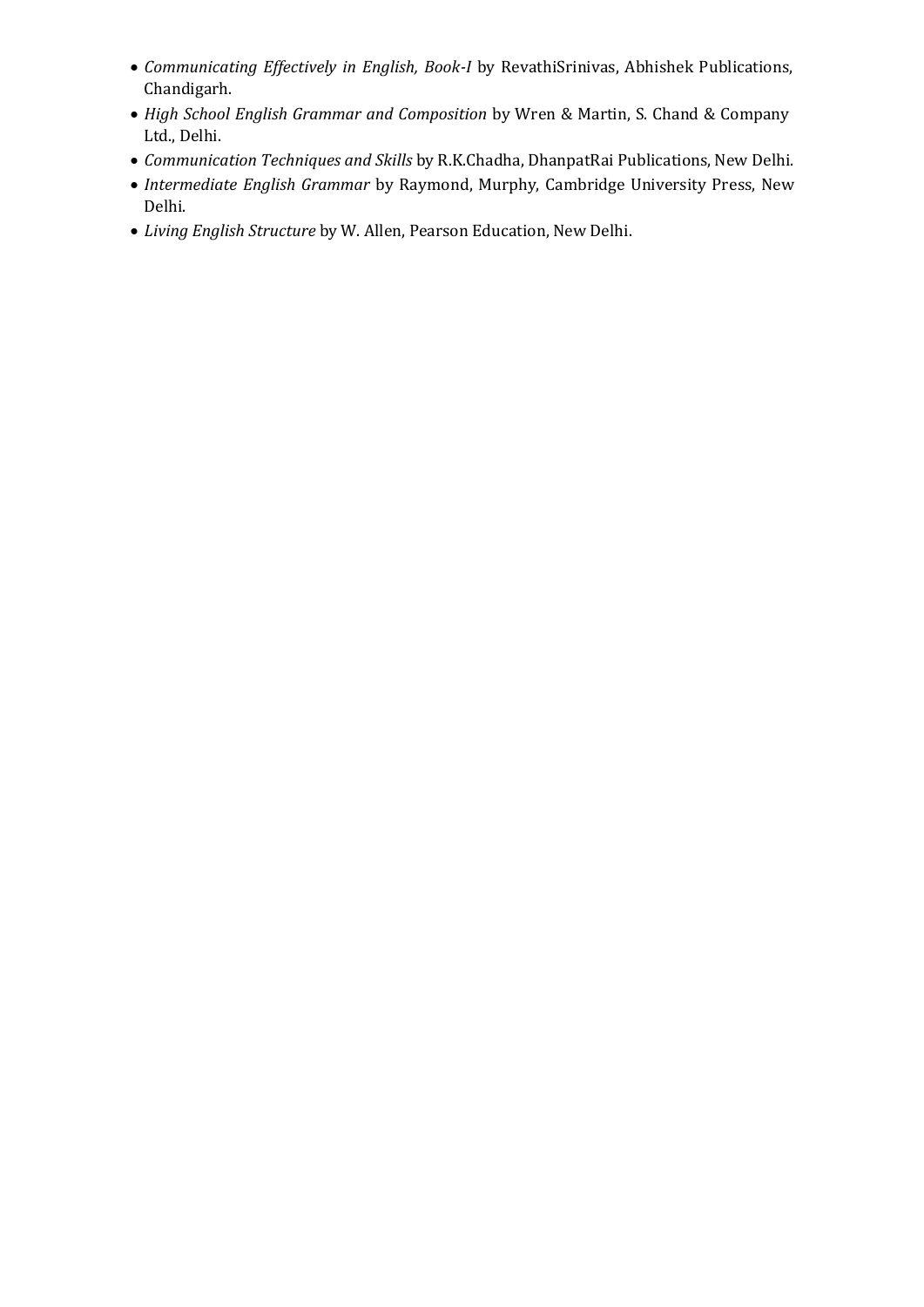- *Communicating Effectively in English, Book-I* by RevathiSrinivas, Abhishek Publications, Chandigarh.
- *High School English Grammar and Composition* by Wren & Martin, S. Chand & Company Ltd., Delhi.
- *Communication Techniques and Skills* by R.K.Chadha, DhanpatRai Publications, New Delhi.
- *Intermediate English Grammar* by Raymond, Murphy, Cambridge University Press, New Delhi.
- *Living English Structure* by W. Allen, Pearson Education, New Delhi.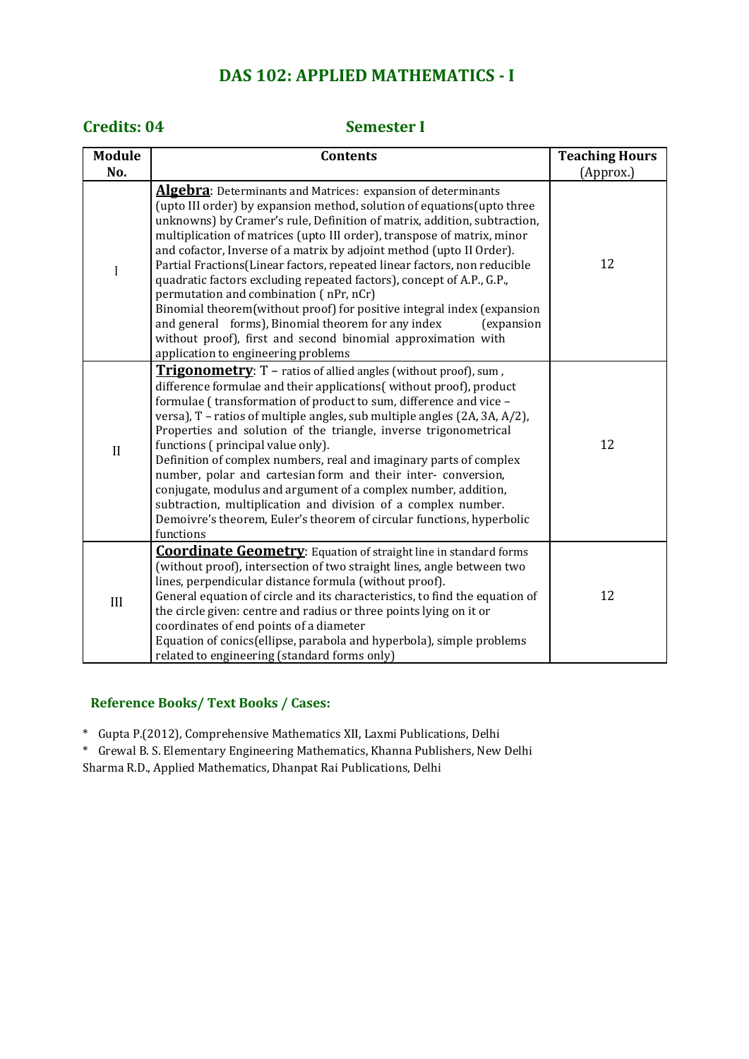# DAS 102: APPLIED MATHEMATICS - I

**Credits: 04** **Semester I**

| Module No. | Contents | Teaching Hours (Approx.) |
|---|---|---|
| I | **Algebra**: Determinants and Matrices: expansion of determinants (upto III order) by expansion method, solution of equations(upto three unknowns) by Cramer's rule, Definition of matrix, addition, subtraction, multiplication of matrices (upto III order), transpose of matrix, minor and cofactor, Inverse of a matrix by adjoint method (upto II Order). Partial Fractions(Linear factors, repeated linear factors, non reducible quadratic factors excluding repeated factors), concept of A.P., G.P., permutation and combination ( nPr, nCr) Binomial theorem(without proof) for positive integral index (expansion and general forms), Binomial theorem for any index (expansion without proof), first and second binomial approximation with application to engineering problems | 12 |
| II | **Trigonometry**: T – ratios of allied angles (without proof), sum , difference formulae and their applications( without proof), product formulae ( transformation of product to sum, difference and vice – versa), T – ratios of multiple angles, sub multiple angles (2A, 3A, A/2), Properties and solution of the triangle, inverse trigonometrical functions ( principal value only). Definition of complex numbers, real and imaginary parts of complex number, polar and cartesian form and their inter- conversion, conjugate, modulus and argument of a complex number, addition, subtraction, multiplication and division of a complex number. Demoivre's theorem, Euler's theorem of circular functions, hyperbolic functions | 12 |
| III | **Coordinate Geometry**: Equation of straight line in standard forms (without proof), intersection of two straight lines, angle between two lines, perpendicular distance formula (without proof). General equation of circle and its characteristics, to find the equation of the circle given: centre and radius or three points lying on it or coordinates of end points of a diameter Equation of conics(ellipse, parabola and hyperbola), simple problems related to engineering (standard forms only) | 12 |

## Reference Books/ Text Books / Cases:

* Gupta P.(2012), Comprehensive Mathematics XII, Laxmi Publications, Delhi
* Grewal B. S. Elementary Engineering Mathematics, Khanna Publishers, New Delhi

Sharma R.D., Applied Mathematics, Dhanpat Rai Publications, Delhi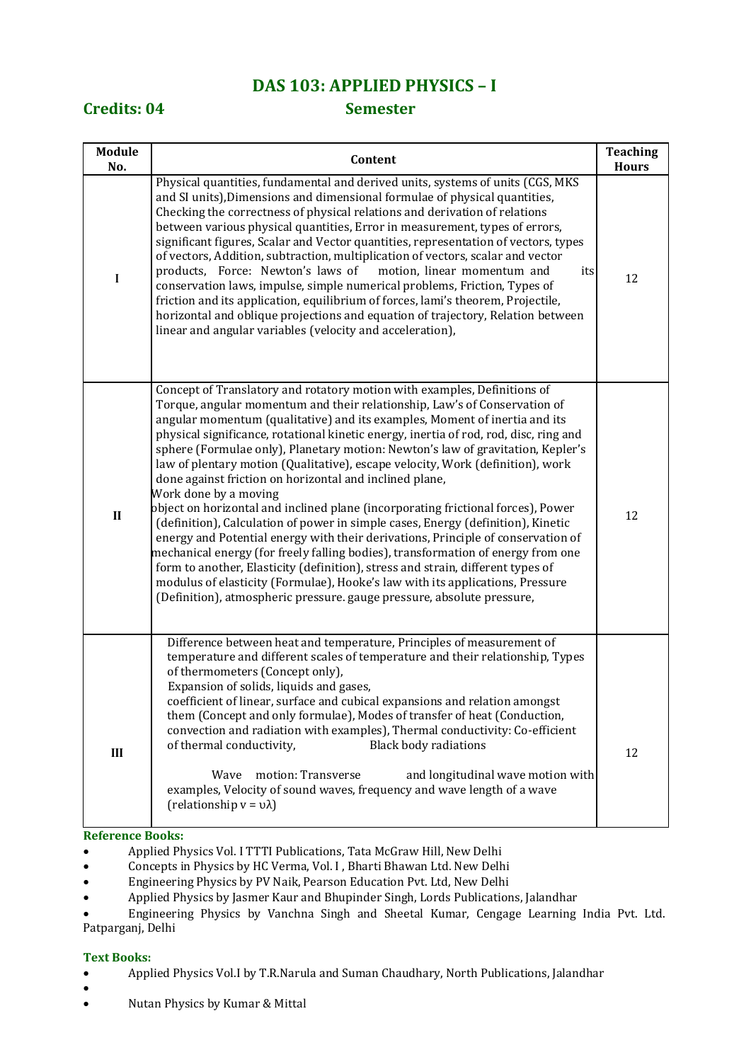## DAS 103: APPLIED PHYSICS – I

**Credits: 04** **Semester**

| Module No. | Content | Teaching Hours |
|---|---|---|
| I | Physical quantities, fundamental and derived units, systems of units (CGS, MKS and SI units),Dimensions and dimensional formulae of physical quantities, Checking the correctness of physical relations and derivation of relations between various physical quantities, Error in measurement, types of errors, significant figures, Scalar and Vector quantities, representation of vectors, types of vectors, Addition, subtraction, multiplication of vectors, scalar and vector products, Force: Newton's laws of motion, linear momentum and its conservation laws, impulse, simple numerical problems, Friction, Types of friction and its application, equilibrium of forces, lami's theorem, Projectile, horizontal and oblique projections and equation of trajectory, Relation between linear and angular variables (velocity and acceleration), | 12 |
| II | Concept of Translatory and rotatory motion with examples, Definitions of Torque, angular momentum and their relationship, Law's of Conservation of angular momentum (qualitative) and its examples, Moment of inertia and its physical significance, rotational kinetic energy, inertia of rod, rod, disc, ring and sphere (Formulae only), Planetary motion: Newton's law of gravitation, Kepler's law of plentary motion (Qualitative), escape velocity, Work (definition), work done against friction on horizontal and inclined plane, Work done by a moving object on horizontal and inclined plane (incorporating frictional forces), Power (definition), Calculation of power in simple cases, Energy (definition), Kinetic energy and Potential energy with their derivations, Principle of conservation of mechanical energy (for freely falling bodies), transformation of energy from one form to another, Elasticity (definition), stress and strain, different types of modulus of elasticity (Formulae), Hooke's law with its applications, Pressure (Definition), atmospheric pressure. gauge pressure, absolute pressure, | 12 |
| III | Difference between heat and temperature, Principles of measurement of temperature and different scales of temperature and their relationship, Types of thermometers (Concept only), Expansion of solids, liquids and gases, coefficient of linear, surface and cubical expansions and relation amongst them (Concept and only formulae), Modes of transfer of heat (Conduction, convection and radiation with examples), Thermal conductivity: Co-efficient of thermal conductivity, Black body radiations Wave motion: Transverse and longitudinal wave motion with examples, Velocity of sound waves, frequency and wave length of a wave (relationship $v = \upsilon\lambda$) | 12 |

**Reference Books:**

- Applied Physics Vol. I TTTI Publications, Tata McGraw Hill, New Delhi
- Concepts in Physics by HC Verma, Vol. I , Bharti Bhawan Ltd. New Delhi
- Engineering Physics by PV Naik, Pearson Education Pvt. Ltd, New Delhi
- Applied Physics by Jasmer Kaur and Bhupinder Singh, Lords Publications, Jalandhar
- Engineering Physics by Vanchna Singh and Sheetal Kumar, Cengage Learning India Pvt. Ltd. Patparganj, Delhi

**Text Books:**

- Applied Physics Vol.I by T.R.Narula and Suman Chaudhary, North Publications, Jalandhar
- 
- Nutan Physics by Kumar & Mittal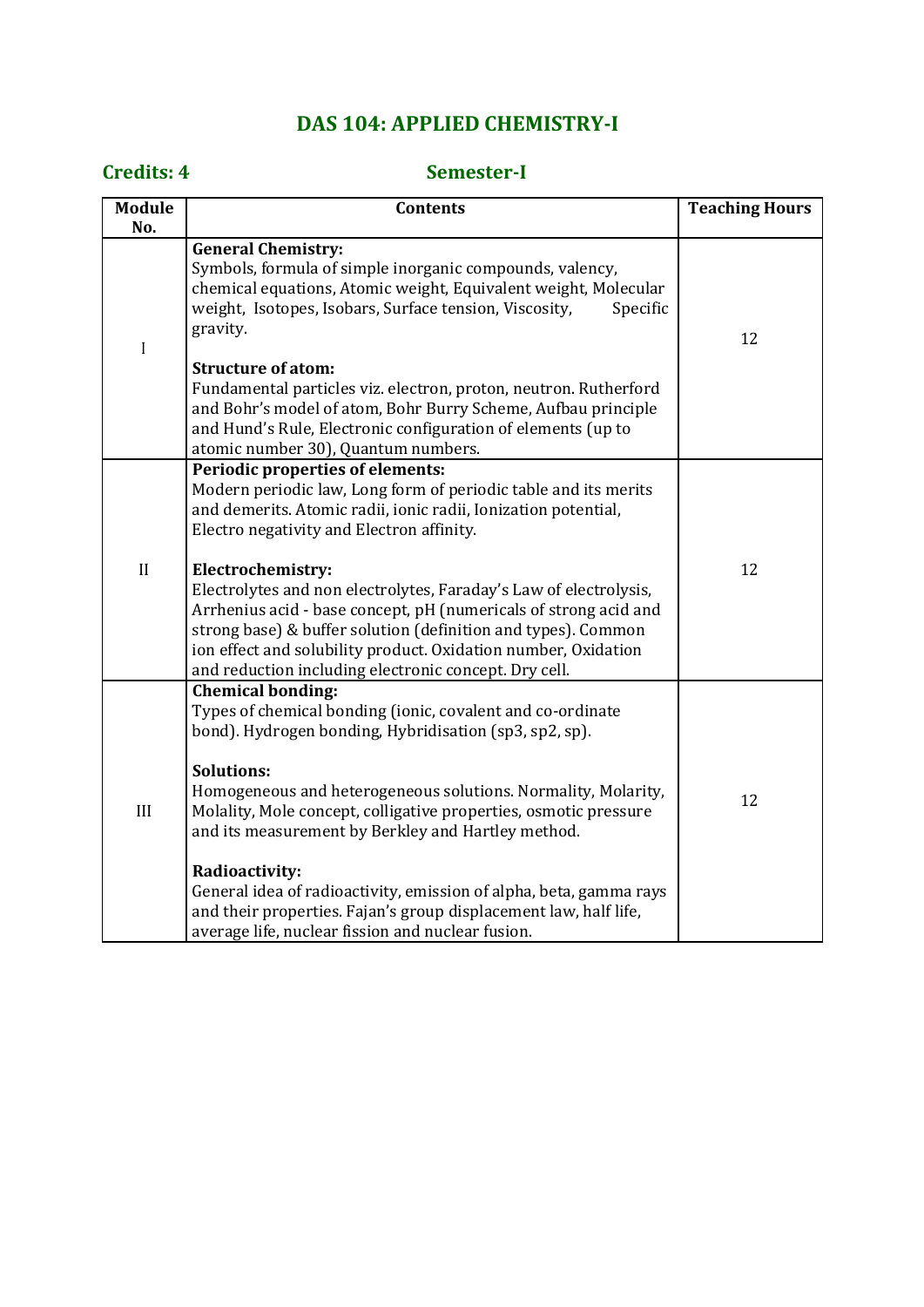# DAS 104: APPLIED CHEMISTRY-I

**Credits: 4** **Semester-I**

| Module No. | Contents | Teaching Hours |
|---|---|---|
| I | **General Chemistry:**<br>Symbols, formula of simple inorganic compounds, valency, chemical equations, Atomic weight, Equivalent weight, Molecular weight, Isotopes, Isobars, Surface tension, Viscosity, Specific gravity.<br><br>**Structure of atom:**<br>Fundamental particles viz. electron, proton, neutron. Rutherford and Bohr's model of atom, Bohr Burry Scheme, Aufbau principle and Hund's Rule, Electronic configuration of elements (up to atomic number 30), Quantum numbers. | 12 |
| II | **Periodic properties of elements:**<br>Modern periodic law, Long form of periodic table and its merits and demerits. Atomic radii, ionic radii, Ionization potential, Electro negativity and Electron affinity.<br><br>**Electrochemistry:**<br>Electrolytes and non electrolytes, Faraday's Law of electrolysis, Arrhenius acid - base concept, pH (numericals of strong acid and strong base) & buffer solution (definition and types). Common ion effect and solubility product. Oxidation number, Oxidation and reduction including electronic concept. Dry cell. | 12 |
| III | **Chemical bonding:**<br>Types of chemical bonding (ionic, covalent and co-ordinate bond). Hydrogen bonding, Hybridisation (sp3, sp2, sp).<br><br>**Solutions:**<br>Homogeneous and heterogeneous solutions. Normality, Molarity, Molality, Mole concept, colligative properties, osmotic pressure and its measurement by Berkley and Hartley method.<br><br>**Radioactivity:**<br>General idea of radioactivity, emission of alpha, beta, gamma rays and their properties. Fajan's group displacement law, half life, average life, nuclear fission and nuclear fusion. | 12 |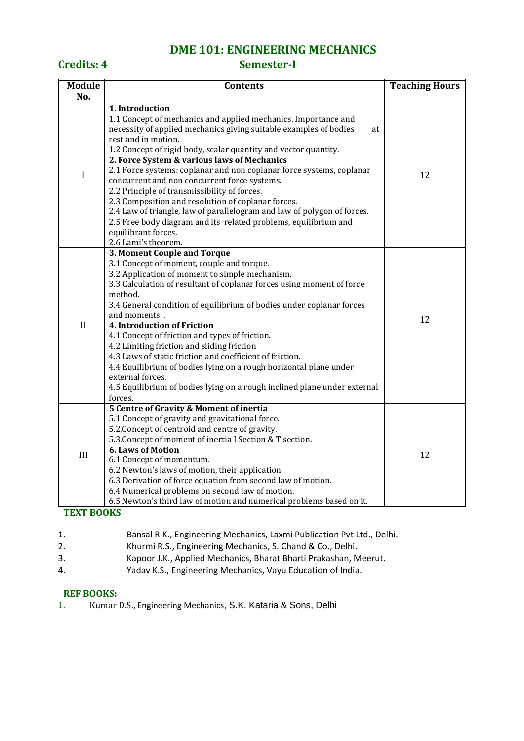# DME 101: ENGINEERING MECHANICS

**Credits: 4** **Semester-I**

| Module No. | Contents | Teaching Hours |
|---|---|---|
| I | **1. Introduction**<br>1.1 Concept of mechanics and applied mechanics. Importance and necessity of applied mechanics giving suitable examples of bodies at rest and in motion.<br>1.2 Concept of rigid body, scalar quantity and vector quantity.<br>**2. Force System & various laws of Mechanics**<br>2.1 Force systems: coplanar and non coplanar force systems, coplanar concurrent and non concurrent force systems.<br>2.2 Principle of transmissibility of forces.<br>2.3 Composition and resolution of coplanar forces.<br>2.4 Law of triangle, law of parallelogram and law of polygon of forces.<br>2.5 Free body diagram and its related problems, equilibrium and equilibrant forces.<br>2.6 Lami's theorem. | 12 |
| II | **3. Moment Couple and Torque**<br>3.1 Concept of moment, couple and torque.<br>3.2 Application of moment to simple mechanism.<br>3.3 Calculation of resultant of coplanar forces using moment of force method.<br>3.4 General condition of equilibrium of bodies under coplanar forces and moments..<br>**4. Introduction of Friction**<br>4.1 Concept of friction and types of friction.<br>4.2 Limiting friction and sliding friction<br>4.3 Laws of static friction and coefficient of friction.<br>4.4 Equilibrium of bodies lying on a rough horizontal plane under external forces.<br>4.5 Equilibrium of bodies lying on a rough inclined plane under external forces. | 12 |
| III | **5 Centre of Gravity & Moment of inertia**<br>5.1 Concept of gravity and gravitational force.<br>5.2.Concept of centroid and centre of gravity.<br>5.3.Concept of moment of inertia I Section & T section.<br>**6. Laws of Motion**<br>6.1 Concept of momentum.<br>6.2 Newton's laws of motion, their application.<br>6.3 Derivation of force equation from second law of motion.<br>6.4 Numerical problems on second law of motion.<br>6.5 Newton's third law of motion and numerical problems based on it. | 12 |

**TEXT BOOKS**

1. Bansal R.K., Engineering Mechanics, Laxmi Publication Pvt Ltd., Delhi.
2. Khurmi R.S., Engineering Mechanics, S. Chand & Co., Delhi.
3. Kapoor J.K., Applied Mechanics, Bharat Bharti Prakashan, Meerut.
4. Yadav K.S., Engineering Mechanics, Vayu Education of India.

**REF BOOKS:**

1. Kumar D.S., Engineering Mechanics, S.K. Kataria & Sons, Delhi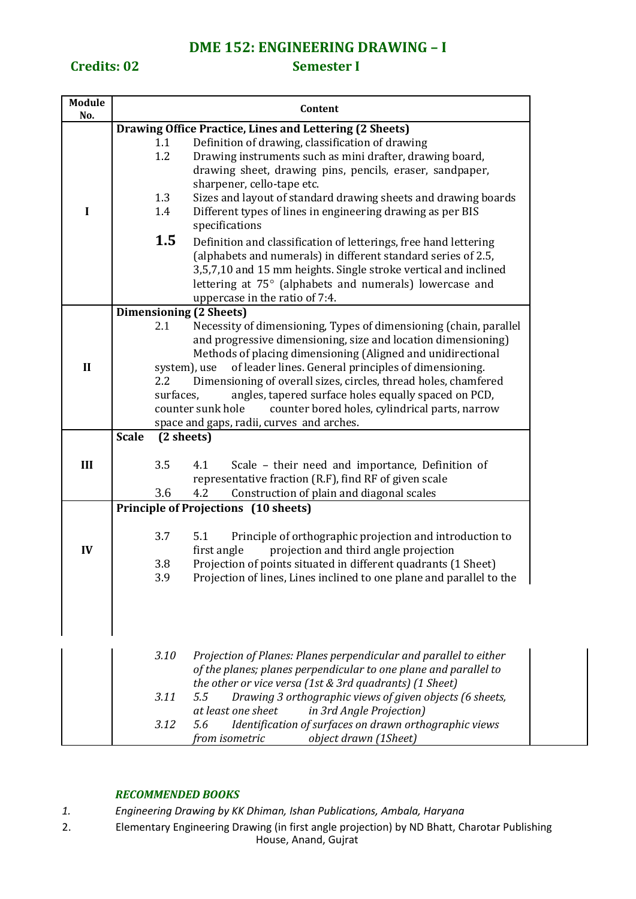## DME 152: ENGINEERING DRAWING – I

**Credits: 02** **Semester I**

| Module No. | Content |
|---|---|
| I | **Drawing Office Practice, Lines and Lettering (2 Sheets)**<br>1.1 Definition of drawing, classification of drawing<br>1.2 Drawing instruments such as mini drafter, drawing board, drawing sheet, drawing pins, pencils, eraser, sandpaper, sharpener, cello-tape etc.<br>1.3 Sizes and layout of standard drawing sheets and drawing boards<br>1.4 Different types of lines in engineering drawing as per BIS specifications<br>1.5 Definition and classification of letterings, free hand lettering (alphabets and numerals) in different standard series of 2.5, 3,5,7,10 and 15 mm heights. Single stroke vertical and inclined lettering at 75° (alphabets and numerals) lowercase and uppercase in the ratio of 7:4. |
| II | **Dimensioning (2 Sheets)**<br>2.1 Necessity of dimensioning, Types of dimensioning (chain, parallel and progressive dimensioning, size and location dimensioning) Methods of placing dimensioning (Aligned and unidirectional system), use of leader lines. General principles of dimensioning.<br>2.2 Dimensioning of overall sizes, circles, thread holes, chamfered surfaces, angles, tapered surface holes equally spaced on PCD, counter sunk hole counter bored holes, cylindrical parts, narrow space and gaps, radii, curves and arches. |
| III | **Scale (2 sheets)**<br>3.5 4.1 Scale – their need and importance, Definition of representative fraction (R.F), find RF of given scale<br>3.6 4.2 Construction of plain and diagonal scales |
| IV | **Principle of Projections (10 sheets)**<br>3.7 5.1 Principle of orthographic projection and introduction to first angle projection and third angle projection<br>3.8 Projection of points situated in different quadrants (1 Sheet)<br>3.9 Projection of lines, Lines inclined to one plane and parallel to the<br>*3.10 Projection of Planes: Planes perpendicular and parallel to either of the planes; planes perpendicular to one plane and parallel to the other or vice versa (1st & 3rd quadrants) (1 Sheet)*<br>*3.11 5.5 Drawing 3 orthographic views of given objects (6 sheets, at least one sheet in 3rd Angle Projection)*<br>*3.12 5.6 Identification of surfaces on drawn orthographic views from isometric object drawn (1Sheet)* |

***RECOMMENDED BOOKS***

1. *Engineering Drawing by KK Dhiman, Ishan Publications, Ambala, Haryana*
2. Elementary Engineering Drawing (in first angle projection) by ND Bhatt, Charotar Publishing House, Anand, Gujrat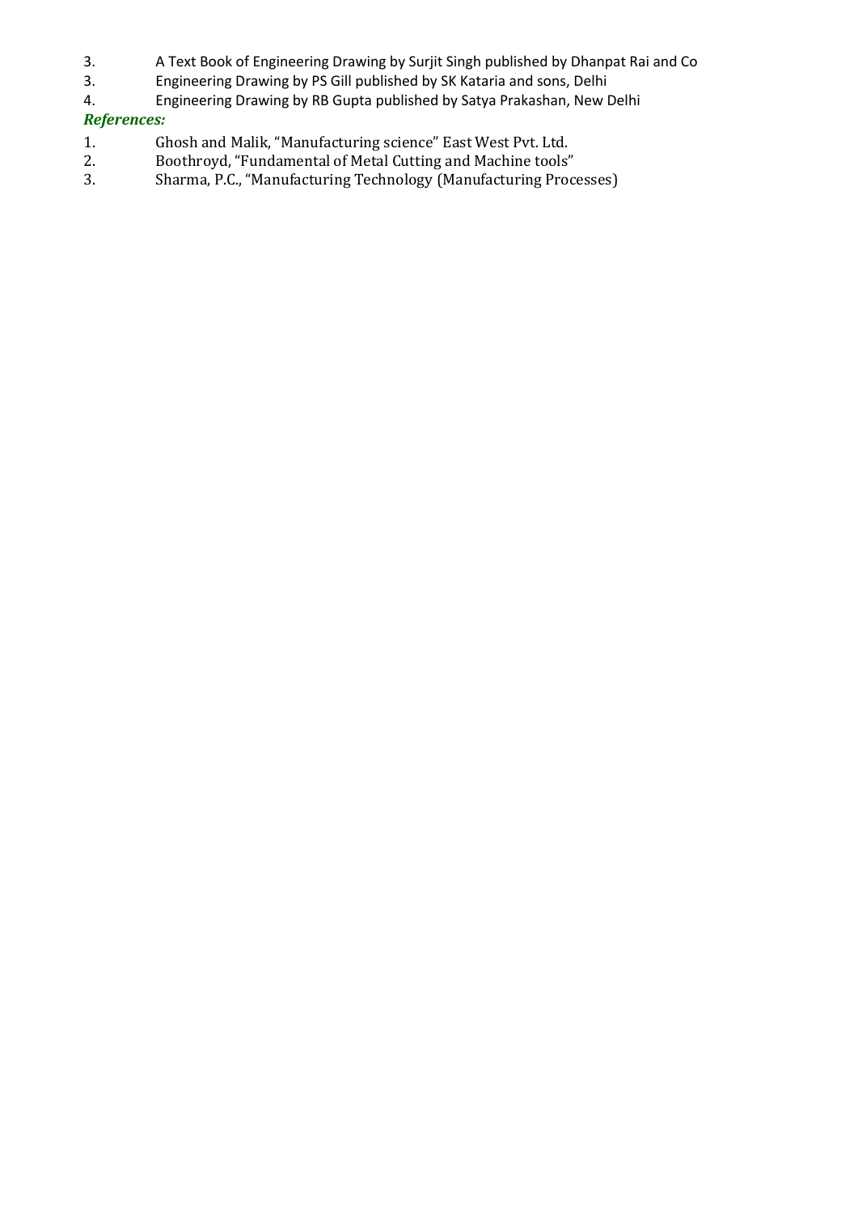3. A Text Book of Engineering Drawing by Surjit Singh published by Dhanpat Rai and Co
3. Engineering Drawing by PS Gill published by SK Kataria and sons, Delhi
4. Engineering Drawing by RB Gupta published by Satya Prakashan, New Delhi

***References:***

1. Ghosh and Malik, "Manufacturing science" East West Pvt. Ltd.
2. Boothroyd, "Fundamental of Metal Cutting and Machine tools"
3. Sharma, P.C., "Manufacturing Technology (Manufacturing Processes)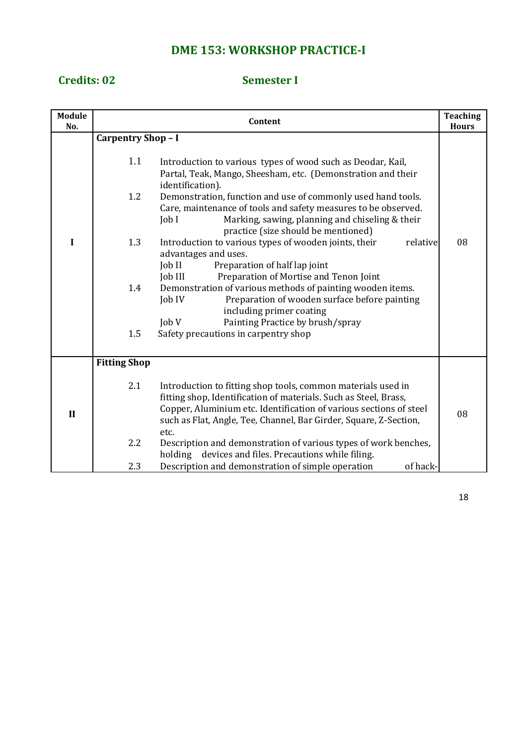# DME 153: WORKSHOP PRACTICE-I

**Credits: 02** **Semester I**

| Module No. | Content | Teaching Hours |
|---|---|---|
| I | **Carpentry Shop – I**<br><br>1.1 Introduction to various types of wood such as Deodar, Kail, Partal, Teak, Mango, Sheesham, etc. (Demonstration and their identification).<br>1.2 Demonstration, function and use of commonly used hand tools. Care, maintenance of tools and safety measures to be observed.<br>Job I Marking, sawing, planning and chiseling & their practice (size should be mentioned)<br>1.3 Introduction to various types of wooden joints, their relative advantages and uses.<br>Job II Preparation of half lap joint<br>Job III Preparation of Mortise and Tenon Joint<br>1.4 Demonstration of various methods of painting wooden items.<br>Job IV Preparation of wooden surface before painting including primer coating<br>Job V Painting Practice by brush/spray<br>1.5 Safety precautions in carpentry shop | 08 |
| II | **Fitting Shop**<br><br>2.1 Introduction to fitting shop tools, common materials used in fitting shop, Identification of materials. Such as Steel, Brass, Copper, Aluminium etc. Identification of various sections of steel such as Flat, Angle, Tee, Channel, Bar Girder, Square, Z-Section, etc.<br>2.2 Description and demonstration of various types of work benches, holding devices and files. Precautions while filing.<br>2.3 Description and demonstration of simple operation of hack- | 08 |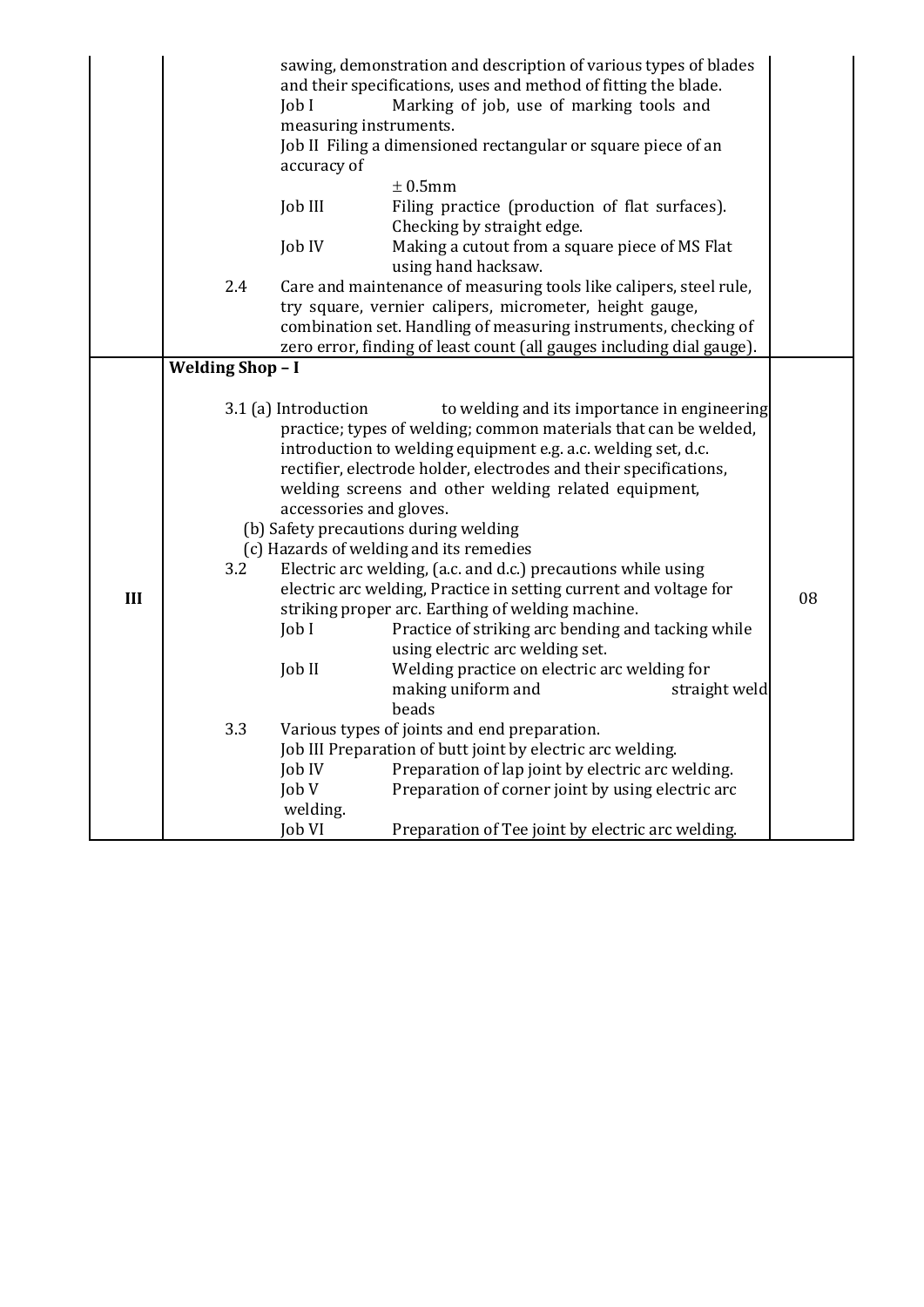| | | |
|---|---|---|
| | sawing, demonstration and description of various types of blades and their specifications, uses and method of fitting the blade.<br>Job I Marking of job, use of marking tools and measuring instruments.<br>Job II Filing a dimensioned rectangular or square piece of an accuracy of ± 0.5mm<br>Job III Filing practice (production of flat surfaces). Checking by straight edge.<br>Job IV Making a cutout from a square piece of MS Flat using hand hacksaw.<br>2.4 Care and maintenance of measuring tools like calipers, steel rule, try square, vernier calipers, micrometer, height gauge, combination set. Handling of measuring instruments, checking of zero error, finding of least count (all gauges including dial gauge). | |
| III | **Welding Shop – I**<br><br>3.1 (a) Introduction to welding and its importance in engineering practice; types of welding; common materials that can be welded, introduction to welding equipment e.g. a.c. welding set, d.c. rectifier, electrode holder, electrodes and their specifications, welding screens and other welding related equipment, accessories and gloves.<br>(b) Safety precautions during welding<br>(c) Hazards of welding and its remedies<br>3.2 Electric arc welding, (a.c. and d.c.) precautions while using electric arc welding, Practice in setting current and voltage for striking proper arc. Earthing of welding machine.<br>Job I Practice of striking arc bending and tacking while using electric arc welding set.<br>Job II Welding practice on electric arc welding for making uniform and straight weld beads<br>3.3 Various types of joints and end preparation.<br>Job III Preparation of butt joint by electric arc welding.<br>Job IV Preparation of lap joint by electric arc welding.<br>Job V Preparation of corner joint by using electric arc welding.<br>Job VI Preparation of Tee joint by electric arc welding. | 08 |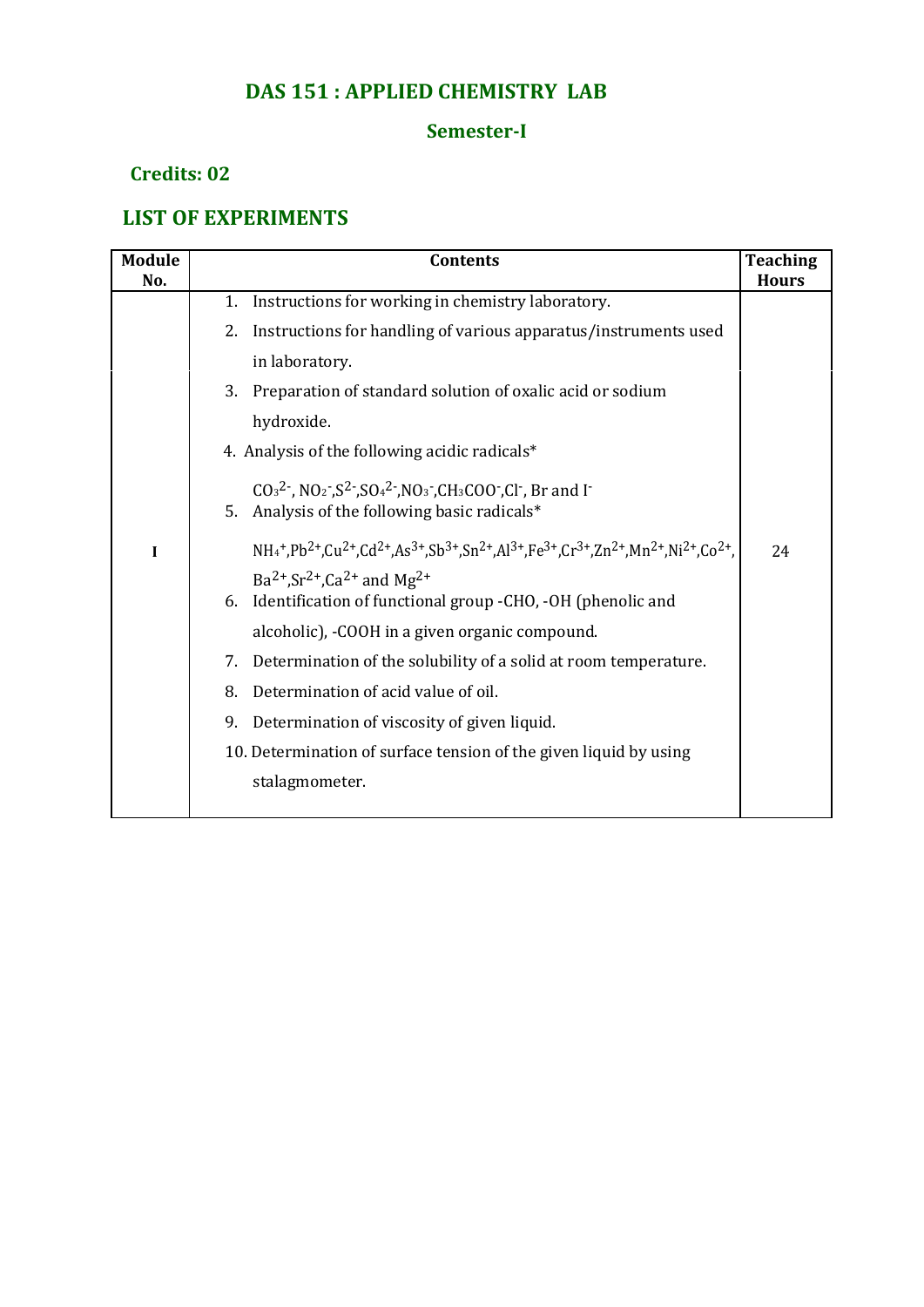# DAS 151 : APPLIED CHEMISTRY LAB

## Semester-I

### Credits: 02

## LIST OF EXPERIMENTS

| Module No. | Contents | Teaching Hours |
|---|---|---|
| I | 1. Instructions for working in chemistry laboratory.<br>2. Instructions for handling of various apparatus/instruments used in laboratory.<br>3. Preparation of standard solution of oxalic acid or sodium hydroxide.<br>4. Analysis of the following acidic radicals*<br>$CO_3^{2-}$, $NO_2^-$, $S^{2-}$, $SO_4^{2-}$, $NO_3^-$, $CH_3COO^-$, $Cl^-$, Br and $I^-$<br>5. Analysis of the following basic radicals*<br>$NH_4^+$, $Pb^{2+}$, $Cu^{2+}$, $Cd^{2+}$, $As^{3+}$, $Sb^{3+}$, $Sn^{2+}$, $Al^{3+}$, $Fe^{3+}$, $Cr^{3+}$, $Zn^{2+}$, $Mn^{2+}$, $Ni^{2+}$, $Co^{2+}$, $Ba^{2+}$, $Sr^{2+}$, $Ca^{2+}$ and $Mg^{2+}$<br>6. Identification of functional group -CHO, -OH (phenolic and alcoholic), -COOH in a given organic compound.<br>7. Determination of the solubility of a solid at room temperature.<br>8. Determination of acid value of oil.<br>9. Determination of viscosity of given liquid.<br>10. Determination of surface tension of the given liquid by using stalagmometer. | 24 |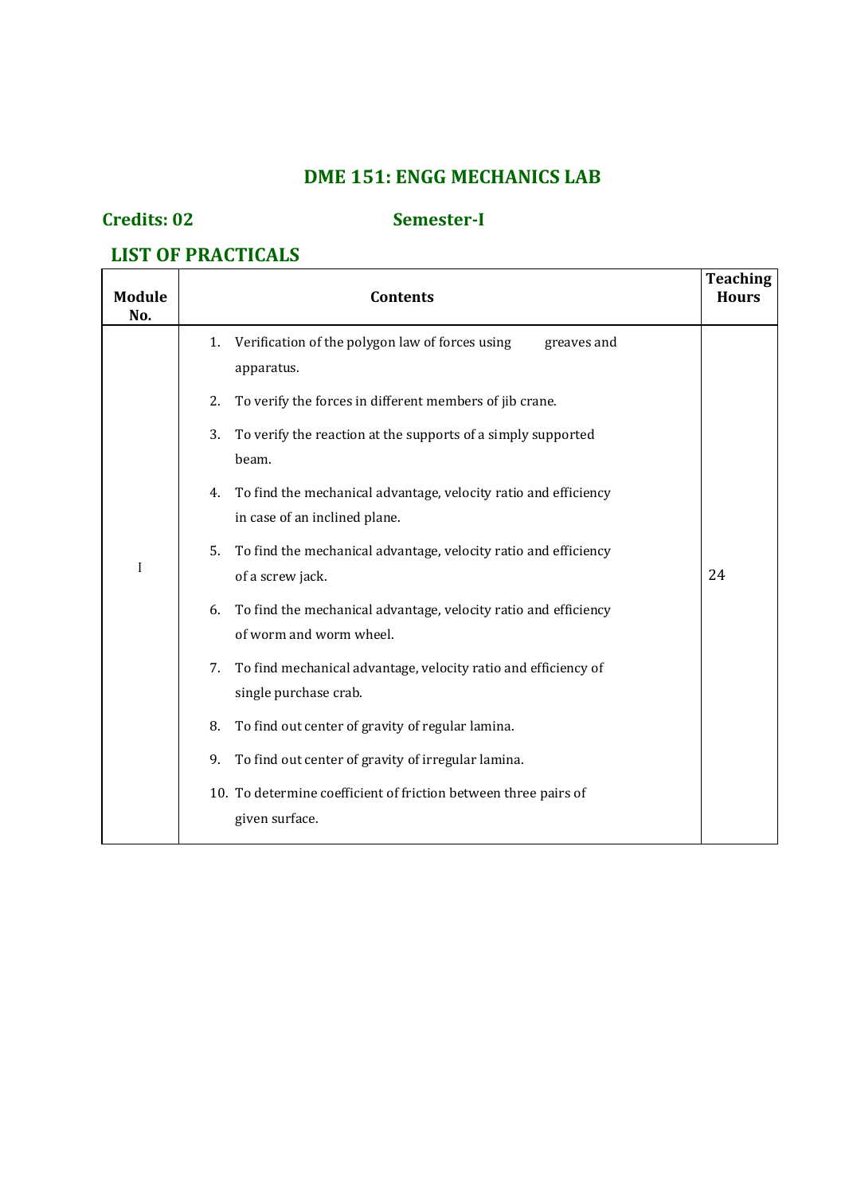## DME 151: ENGG MECHANICS LAB

**Credits: 02** **Semester-I**

### LIST OF PRACTICALS

| Module No. | Contents | Teaching Hours |
|---|---|---|
| I | 1. Verification of the polygon law of forces using greaves and apparatus.<br>2. To verify the forces in different members of jib crane.<br>3. To verify the reaction at the supports of a simply supported beam.<br>4. To find the mechanical advantage, velocity ratio and efficiency in case of an inclined plane.<br>5. To find the mechanical advantage, velocity ratio and efficiency of a screw jack.<br>6. To find the mechanical advantage, velocity ratio and efficiency of worm and worm wheel.<br>7. To find mechanical advantage, velocity ratio and efficiency of single purchase crab.<br>8. To find out center of gravity of regular lamina.<br>9. To find out center of gravity of irregular lamina.<br>10. To determine coefficient of friction between three pairs of given surface. | 24 |